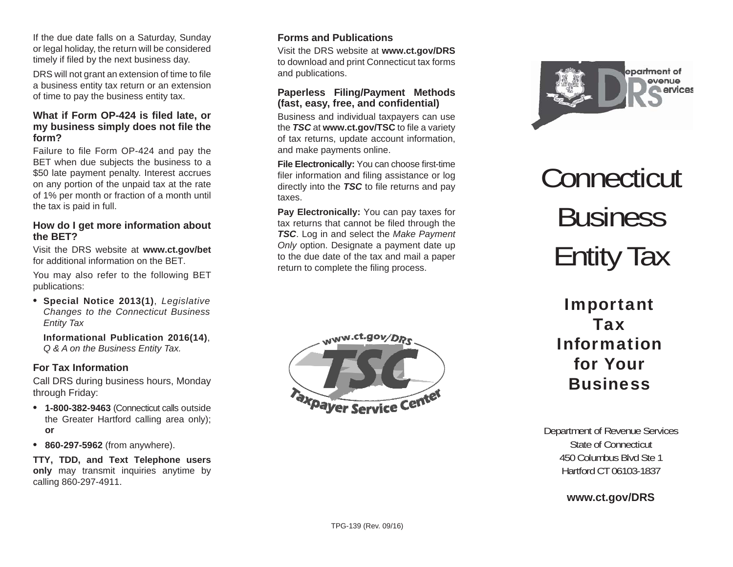If the due date falls on a Saturday, Sunday or legal holiday, the return will be considered timely if filed by the next business day.

DRS will not grant an extension of time to file a business entity tax return or an extension of time to pay the business entity tax.

### What if Form OP-424 is filed late, or my business simply does not file the form?

Failure to file Form OP-424 and pay the BET when due subjects the business to a $50 late payment penalty. Interest accrues on any portion of the unpaid tax at the rate of 1% per month or fraction of a month until the tax is paid in full.

### How do I get more information about the BET?

Visit the DRS website at **www.ct.gov/bet** for additional information on the BET.

You may also refer to the following BET publications:

- **Special Notice 2013(1)**, *Legislative Changes to the Connecticut Business Entity Tax*

  **Informational Publication 2016(14)**, *Q & A on the Business Entity Tax.*

### For Tax Information

Call DRS during business hours, Monday through Friday:

- **1-800-382-9463** (Connecticut calls outside the Greater Hartford calling area only); **or**
- **860-297-5962** (from anywhere).

**TTY, TDD, and Text Telephone users only** may transmit inquiries anytime by calling 860-297-4911.

### Forms and Publications

Visit the DRS website at **www.ct.gov/DRS** to download and print Connecticut tax forms and publications.

### Paperless Filing/Payment Methods (fast, easy, free, and confidential)

Business and individual taxpayers can use the ***TSC*** at **www.ct.gov/TSC** to file a variety of tax returns, update account information, and make payments online.

**File Electronically:** You can choose first-time filer information and filing assistance or log directly into the ***TSC*** to file returns and pay taxes.

**Pay Electronically:** You can pay taxes for tax returns that cannot be filed through the ***TSC***. Log in and select the *Make Payment Only* option. Designate a payment date up to the due date of the tax and mail a paper return to complete the filing process.

www.ct.gov/DRS

TSC

Taxpayer Service Center

TPG-139 (Rev. 09/16)

Department of Revenue Services

# Connecticut Business Entity Tax

## Important Tax Information for Your Business

Department of Revenue Services
State of Connecticut
450 Columbus Blvd Ste 1
Hartford CT 06103-1837

**www.ct.gov/DRS**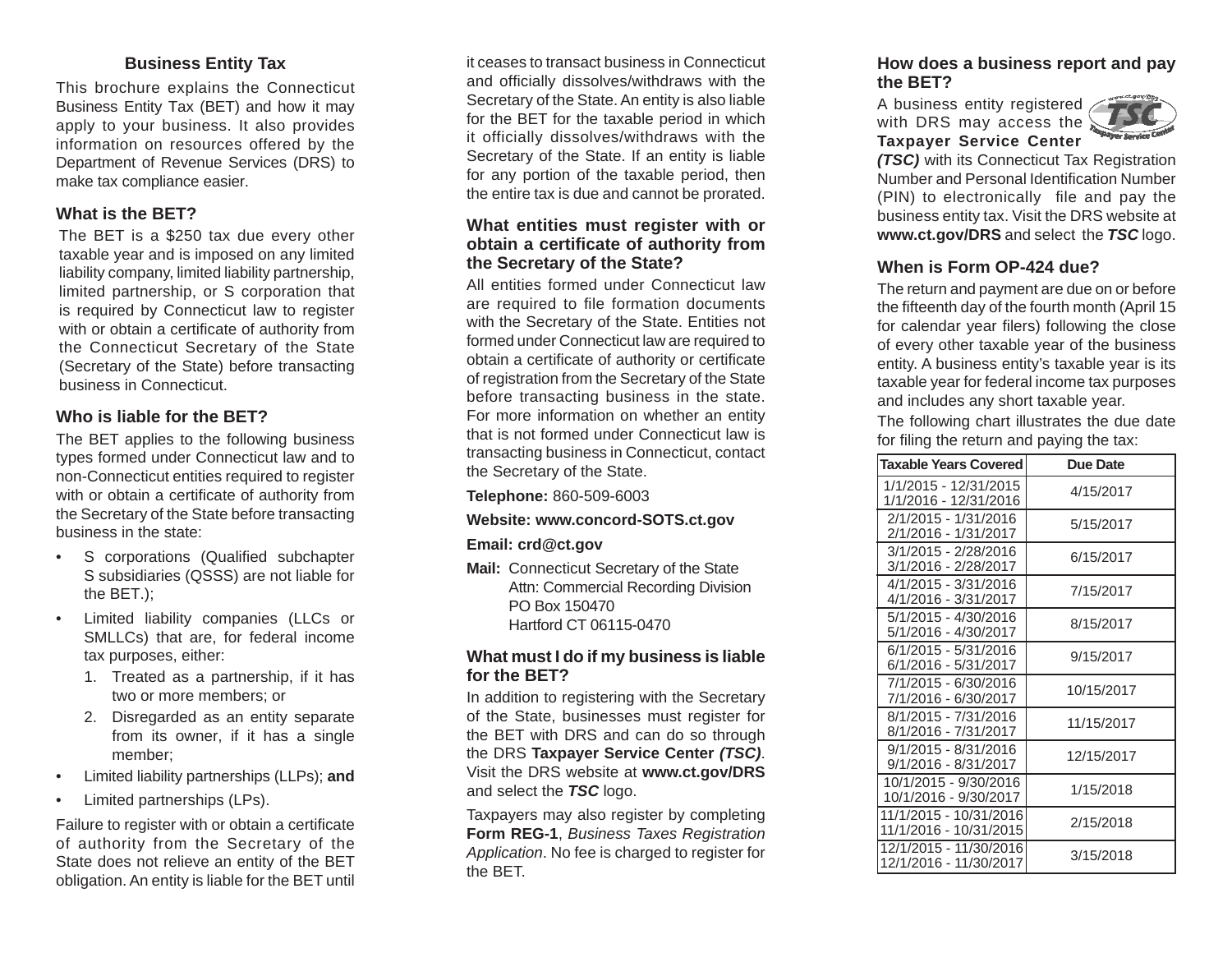## Business Entity Tax

This brochure explains the Connecticut Business Entity Tax (BET) and how it may apply to your business. It also provides information on resources offered by the Department of Revenue Services (DRS) to make tax compliance easier.

### What is the BET?

The BET is a $250 tax due every other taxable year and is imposed on any limited liability company, limited liability partnership, limited partnership, or S corporation that is required by Connecticut law to register with or obtain a certificate of authority from the Connecticut Secretary of the State (Secretary of the State) before transacting business in Connecticut.

### Who is liable for the BET?

The BET applies to the following business types formed under Connecticut law and to non-Connecticut entities required to register with or obtain a certificate of authority from the Secretary of the State before transacting business in the state:

- S corporations (Qualified subchapter S subsidiaries (QSSS) are not liable for the BET.);
- Limited liability companies (LLCs or SMLLCs) that are, for federal income tax purposes, either:
  1. Treated as a partnership, if it has two or more members; or
  2. Disregarded as an entity separate from its owner, if it has a single member;
- Limited liability partnerships (LLPs); **and**
- Limited partnerships (LPs).

Failure to register with or obtain a certificate of authority from the Secretary of the State does not relieve an entity of the BET obligation. An entity is liable for the BET until it ceases to transact business in Connecticut and officially dissolves/withdraws with the Secretary of the State. An entity is also liable for the BET for the taxable period in which it officially dissolves/withdraws with the Secretary of the State. If an entity is liable for any portion of the taxable period, then the entire tax is due and cannot be prorated.

### What entities must register with or obtain a certificate of authority from the Secretary of the State?

All entities formed under Connecticut law are required to file formation documents with the Secretary of the State. Entities not formed under Connecticut law are required to obtain a certificate of authority or certificate of registration from the Secretary of the State before transacting business in the state. For more information on whether an entity that is not formed under Connecticut law is transacting business in Connecticut, contact the Secretary of the State.

**Telephone:** 860-509-6003

**Website: www.concord-SOTS.ct.gov**

**Email: crd@ct.gov**

**Mail:** Connecticut Secretary of the State
Attn: Commercial Recording Division
PO Box 150470
Hartford CT 06115-0470

### What must I do if my business is liable for the BET?

In addition to registering with the Secretary of the State, businesses must register for the BET with DRS and can do so through the DRS **Taxpayer Service Center *(TSC)***. Visit the DRS website at **www.ct.gov/DRS** and select the ***TSC*** logo.

Taxpayers may also register by completing **Form REG-1**, *Business Taxes Registration Application*. No fee is charged to register for the BET.

### How does a business report and pay the BET?

A business entity registered with DRS may access the **Taxpayer Service Center *(TSC)*** with its Connecticut Tax Registration Number and Personal Identification Number (PIN) to electronically file and pay the business entity tax. Visit the DRS website at **www.ct.gov/DRS** and select the ***TSC*** logo.

### When is Form OP-424 due?

The return and payment are due on or before the fifteenth day of the fourth month (April 15 for calendar year filers) following the close of every other taxable year of the business entity. A business entity's taxable year is its taxable year for federal income tax purposes and includes any short taxable year.

The following chart illustrates the due date for filing the return and paying the tax:

| Taxable Years Covered | Due Date |
|---|---|
| 1/1/2015 - 12/31/2015<br>1/1/2016 - 12/31/2016 | 4/15/2017 |
| 2/1/2015 - 1/31/2016<br>2/1/2016 - 1/31/2017 | 5/15/2017 |
| 3/1/2015 - 2/28/2016<br>3/1/2016 - 2/28/2017 | 6/15/2017 |
| 4/1/2015 - 3/31/2016<br>4/1/2016 - 3/31/2017 | 7/15/2017 |
| 5/1/2015 - 4/30/2016<br>5/1/2016 - 4/30/2017 | 8/15/2017 |
| 6/1/2015 - 5/31/2016<br>6/1/2016 - 5/31/2017 | 9/15/2017 |
| 7/1/2015 - 6/30/2016<br>7/1/2016 - 6/30/2017 | 10/15/2017 |
| 8/1/2015 - 7/31/2016<br>8/1/2016 - 7/31/2017 | 11/15/2017 |
| 9/1/2015 - 8/31/2016<br>9/1/2016 - 8/31/2017 | 12/15/2017 |
| 10/1/2015 - 9/30/2016<br>10/1/2016 - 9/30/2017 | 1/15/2018 |
| 11/1/2015 - 10/31/2016<br>11/1/2016 - 10/31/2015 | 2/15/2018 |
| 12/1/2015 - 11/30/2016<br>12/1/2016 - 11/30/2017 | 3/15/2018 |